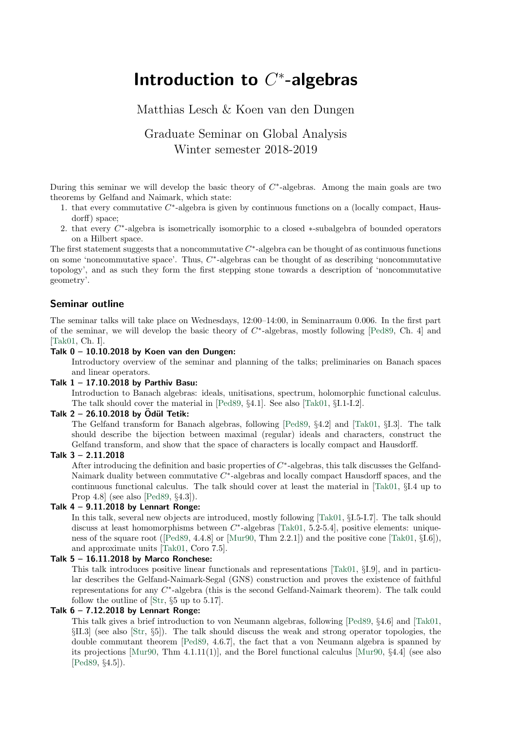# Introduction to $C^*$-algebras

Matthias Lesch & Koen van den Dungen

Graduate Seminar on Global Analysis
Winter semester 2018-2019

During this seminar we will develop the basic theory of $C^*$-algebras. Among the main goals are two theorems by Gelfand and Naimark, which state:

1. that every commutative $C^*$-algebra is given by continuous functions on a (locally compact, Hausdorff) space;
2. that every $C^*$-algebra is isometrically isomorphic to a closed $*$-subalgebra of bounded operators on a Hilbert space.

The first statement suggests that a noncommutative $C^*$-algebra can be thought of as continuous functions on some 'noncommutative space'. Thus, $C^*$-algebras can be thought of as describing 'noncommutative topology', and as such they form the first stepping stone towards a description of 'noncommutative geometry'.

## Seminar outline

The seminar talks will take place on Wednesdays, 12:00–14:00, in Seminarraum 0.006. In the first part of the seminar, we will develop the basic theory of $C^*$-algebras, mostly following [Ped89, Ch. 4] and [Tak01, Ch. I].

**Talk 0 – 10.10.2018 by Koen van den Dungen:**
Introductory overview of the seminar and planning of the talks; preliminaries on Banach spaces and linear operators.

**Talk 1 – 17.10.2018 by Parthiv Basu:**
Introduction to Banach algebras: ideals, unitisations, spectrum, holomorphic functional calculus. The talk should cover the material in [Ped89, §4.1]. See also [Tak01, §I.1-I.2].

**Talk 2 – 26.10.2018 by Ödül Tetik:**
The Gelfand transform for Banach algebras, following [Ped89, §4.2] and [Tak01, §I.3]. The talk should describe the bijection between maximal (regular) ideals and characters, construct the Gelfand transform, and show that the space of characters is locally compact and Hausdorff.

**Talk 3 – 2.11.2018**
After introducing the definition and basic properties of $C^*$-algebras, this talk discusses the Gelfand-Naimark duality between commutative $C^*$-algebras and locally compact Hausdorff spaces, and the continuous functional calculus. The talk should cover at least the material in [Tak01, §I.4 up to Prop 4.8] (see also [Ped89, §4.3]).

**Talk 4 – 9.11.2018 by Lennart Ronge:**
In this talk, several new objects are introduced, mostly following [Tak01, §I.5-I.7]. The talk should discuss at least homomorphisms between $C^*$-algebras [Tak01, 5.2-5.4], positive elements: uniqueness of the square root ([Ped89, 4.4.8] or [Mur90, Thm 2.2.1]) and the positive cone [Tak01, §I.6]), and approximate units [Tak01, Coro 7.5].

**Talk 5 – 16.11.2018 by Marco Ronchese:**
This talk introduces positive linear functionals and representations [Tak01, §I.9], and in particular describes the Gelfand-Naimark-Segal (GNS) construction and proves the existence of faithful representations for any $C^*$-algebra (this is the second Gelfand-Naimark theorem). The talk could follow the outline of [Str, §5 up to 5.17].

**Talk 6 – 7.12.2018 by Lennart Ronge:**
This talk gives a brief introduction to von Neumann algebras, following [Ped89, §4.6] and [Tak01, §II.3] (see also [Str, §5]). The talk should discuss the weak and strong operator topologies, the double commutant theorem [Ped89, 4.6.7], the fact that a von Neumann algebra is spanned by its projections [Mur90, Thm 4.1.11(1)], and the Borel functional calculus [Mur90, §4.4] (see also [Ped89, §4.5]).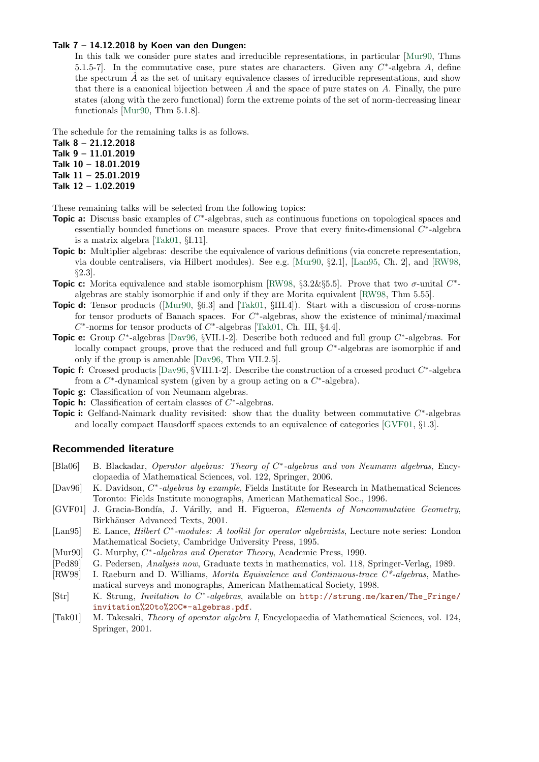**Talk 7 – 14.12.2018 by Koen van den Dungen:**

In this talk we consider pure states and irreducible representations, in particular [Mur90, Thms 5.1.5-7]. In the commutative case, pure states are characters. Given any $C^*$-algebra $A$, define the spectrum $\hat{A}$ as the set of unitary equivalence classes of irreducible representations, and show that there is a canonical bijection between $\hat{A}$ and the space of pure states on $A$. Finally, the pure states (along with the zero functional) form the extreme points of the set of norm-decreasing linear functionals [Mur90, Thm 5.1.8].

The schedule for the remaining talks is as follows.

**Talk 8 – 21.12.2018**
**Talk 9 – 11.01.2019**
**Talk 10 – 18.01.2019**
**Talk 11 – 25.01.2019**
**Talk 12 – 1.02.2019**

These remaining talks will be selected from the following topics:

**Topic a:** Discuss basic examples of $C^*$-algebras, such as continuous functions on topological spaces and essentially bounded functions on measure spaces. Prove that every finite-dimensional $C^*$-algebra is a matrix algebra [Tak01, §I.11].

**Topic b:** Multiplier algebras: describe the equivalence of various definitions (via concrete representation, via double centralisers, via Hilbert modules). See e.g. [Mur90, §2.1], [Lan95, Ch. 2], and [RW98, §2.3].

**Topic c:** Morita equivalence and stable isomorphism [RW98, §3.2&§5.5]. Prove that two $\sigma$-unital $C^*$-algebras are stably isomorphic if and only if they are Morita equivalent [RW98, Thm 5.55].

**Topic d:** Tensor products ([Mur90, §6.3] and [Tak01, §III.4]). Start with a discussion of cross-norms for tensor products of Banach spaces. For $C^*$-algebras, show the existence of minimal/maximal $C^*$-norms for tensor products of $C^*$-algebras [Tak01, Ch. III, §4.4].

**Topic e:** Group $C^*$-algebras [Dav96, §VII.1-2]. Describe both reduced and full group $C^*$-algebras. For locally compact groups, prove that the reduced and full group $C^*$-algebras are isomorphic if and only if the group is amenable [Dav96, Thm VII.2.5].

**Topic f:** Crossed products [Dav96, §VIII.1-2]. Describe the construction of a crossed product $C^*$-algebra from a $C^*$-dynamical system (given by a group acting on a $C^*$-algebra).

**Topic g:** Classification of von Neumann algebras.

**Topic h:** Classification of certain classes of $C^*$-algebras.

**Topic i:** Gelfand-Naimark duality revisited: show that the duality between commutative $C^*$-algebras and locally compact Hausdorff spaces extends to an equivalence of categories [GVF01, §1.3].

## Recommended literature

[Bla06] B. Blackadar, *Operator algebras: Theory of $C^*$-algebras and von Neumann algebras*, Encyclopaedia of Mathematical Sciences, vol. 122, Springer, 2006.

[Dav96] K. Davidson, *$C^*$-algebras by example*, Fields Institute for Research in Mathematical Sciences Toronto: Fields Institute monographs, American Mathematical Soc., 1996.

[GVF01] J. Gracia-Bondía, J. Várilly, and H. Figueroa, *Elements of Noncommutative Geometry*, Birkhäuser Advanced Texts, 2001.

[Lan95] E. Lance, *Hilbert $C^*$-modules: A toolkit for operator algebraists*, Lecture note series: London Mathematical Society, Cambridge University Press, 1995.

[Mur90] G. Murphy, *$C^*$-algebras and Operator Theory*, Academic Press, 1990.

[Ped89] G. Pedersen, *Analysis now*, Graduate texts in mathematics, vol. 118, Springer-Verlag, 1989.

[RW98] I. Raeburn and D. Williams, *Morita Equivalence and Continuous-trace C*-algebras*, Mathematical surveys and monographs, American Mathematical Society, 1998.

[Str] K. Strung, *Invitation to $C^*$-algebras*, available on http://strung.me/karen/The_Fringe/invitation%20to%20C*-algebras.pdf.

[Tak01] M. Takesaki, *Theory of operator algebra I*, Encyclopaedia of Mathematical Sciences, vol. 124, Springer, 2001.